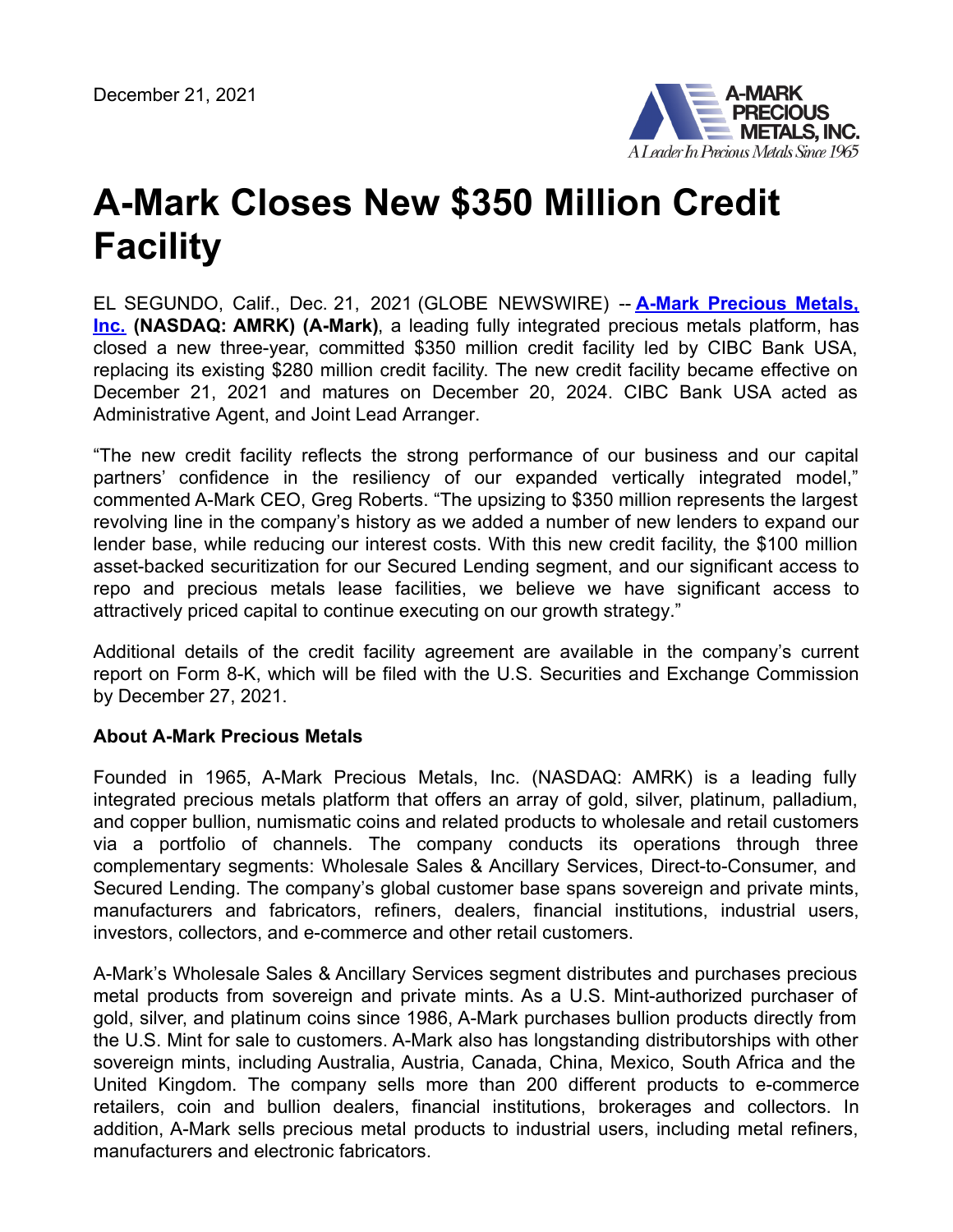December 21, 2021

A-MARK PRECIOUS METALS, INC.
A Leader In Precious Metals Since 1965

# A-Mark Closes New $350 Million Credit Facility

EL SEGUNDO, Calif., Dec. 21, 2021 (GLOBE NEWSWIRE) -- **A-Mark Precious Metals, Inc. (NASDAQ: AMRK) (A-Mark)**, a leading fully integrated precious metals platform, has closed a new three-year, committed $350 million credit facility led by CIBC Bank USA, replacing its existing $280 million credit facility. The new credit facility became effective on December 21, 2021 and matures on December 20, 2024. CIBC Bank USA acted as Administrative Agent, and Joint Lead Arranger.

"The new credit facility reflects the strong performance of our business and our capital partners' confidence in the resiliency of our expanded vertically integrated model," commented A-Mark CEO, Greg Roberts. "The upsizing to $350 million represents the largest revolving line in the company's history as we added a number of new lenders to expand our lender base, while reducing our interest costs. With this new credit facility, the $100 million asset-backed securitization for our Secured Lending segment, and our significant access to repo and precious metals lease facilities, we believe we have significant access to attractively priced capital to continue executing on our growth strategy."

Additional details of the credit facility agreement are available in the company's current report on Form 8-K, which will be filed with the U.S. Securities and Exchange Commission by December 27, 2021.

**About A-Mark Precious Metals**

Founded in 1965, A-Mark Precious Metals, Inc. (NASDAQ: AMRK) is a leading fully integrated precious metals platform that offers an array of gold, silver, platinum, palladium, and copper bullion, numismatic coins and related products to wholesale and retail customers via a portfolio of channels. The company conducts its operations through three complementary segments: Wholesale Sales & Ancillary Services, Direct-to-Consumer, and Secured Lending. The company's global customer base spans sovereign and private mints, manufacturers and fabricators, refiners, dealers, financial institutions, industrial users, investors, collectors, and e-commerce and other retail customers.

A-Mark's Wholesale Sales & Ancillary Services segment distributes and purchases precious metal products from sovereign and private mints. As a U.S. Mint-authorized purchaser of gold, silver, and platinum coins since 1986, A-Mark purchases bullion products directly from the U.S. Mint for sale to customers. A-Mark also has longstanding distributorships with other sovereign mints, including Australia, Austria, Canada, China, Mexico, South Africa and the United Kingdom. The company sells more than 200 different products to e-commerce retailers, coin and bullion dealers, financial institutions, brokerages and collectors. In addition, A-Mark sells precious metal products to industrial users, including metal refiners, manufacturers and electronic fabricators.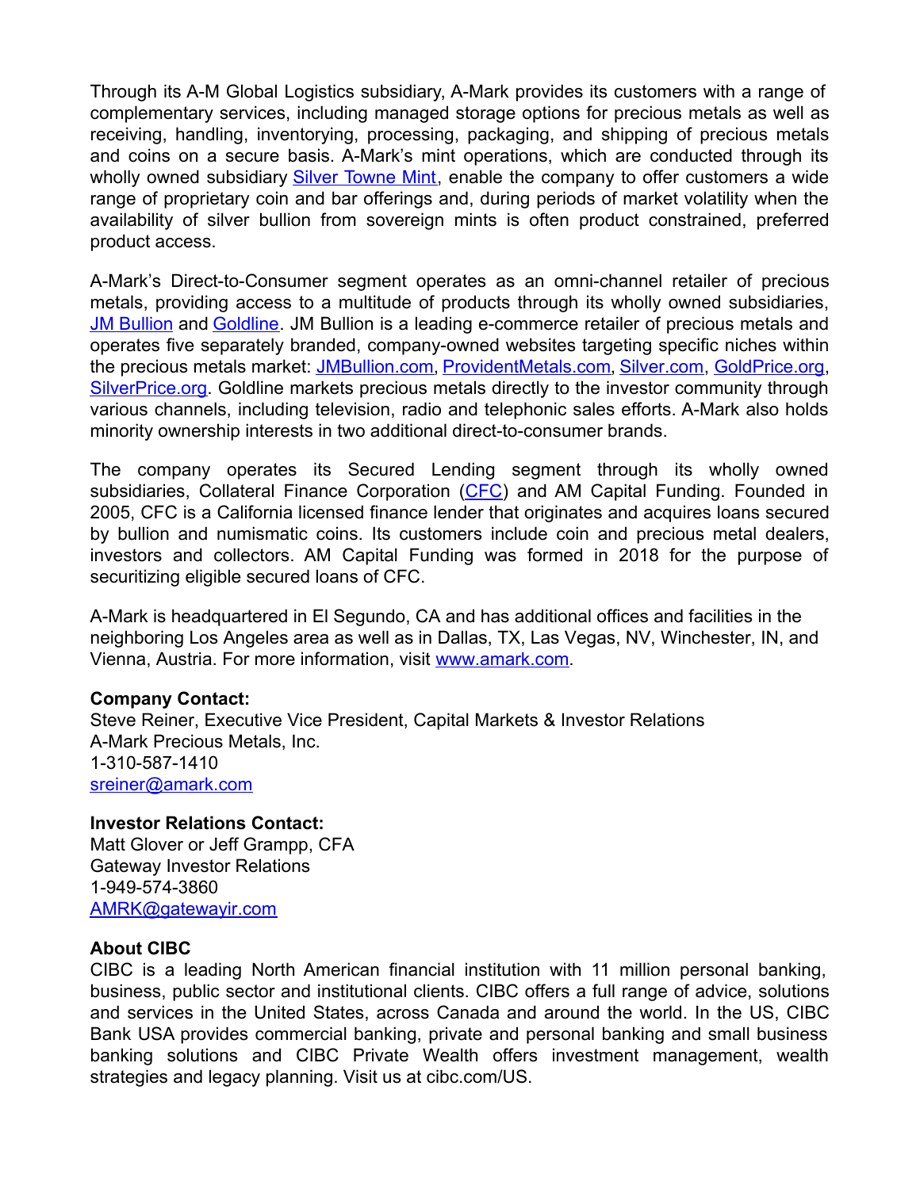Through its A-M Global Logistics subsidiary, A-Mark provides its customers with a range of complementary services, including managed storage options for precious metals as well as receiving, handling, inventorying, processing, packaging, and shipping of precious metals and coins on a secure basis. A-Mark's mint operations, which are conducted through its wholly owned subsidiary Silver Towne Mint, enable the company to offer customers a wide range of proprietary coin and bar offerings and, during periods of market volatility when the availability of silver bullion from sovereign mints is often product constrained, preferred product access.

A-Mark's Direct-to-Consumer segment operates as an omni-channel retailer of precious metals, providing access to a multitude of products through its wholly owned subsidiaries, JM Bullion and Goldline. JM Bullion is a leading e-commerce retailer of precious metals and operates five separately branded, company-owned websites targeting specific niches within the precious metals market: JMBullion.com, ProvidentMetals.com, Silver.com, GoldPrice.org, SilverPrice.org. Goldline markets precious metals directly to the investor community through various channels, including television, radio and telephonic sales efforts. A-Mark also holds minority ownership interests in two additional direct-to-consumer brands.

The company operates its Secured Lending segment through its wholly owned subsidiaries, Collateral Finance Corporation (CFC) and AM Capital Funding. Founded in 2005, CFC is a California licensed finance lender that originates and acquires loans secured by bullion and numismatic coins. Its customers include coin and precious metal dealers, investors and collectors. AM Capital Funding was formed in 2018 for the purpose of securitizing eligible secured loans of CFC.

A-Mark is headquartered in El Segundo, CA and has additional offices and facilities in the neighboring Los Angeles area as well as in Dallas, TX, Las Vegas, NV, Winchester, IN, and Vienna, Austria. For more information, visit www.amark.com.

**Company Contact:**
Steve Reiner, Executive Vice President, Capital Markets & Investor Relations
A-Mark Precious Metals, Inc.
1-310-587-1410
sreiner@amark.com

**Investor Relations Contact:**
Matt Glover or Jeff Grampp, CFA
Gateway Investor Relations
1-949-574-3860
AMRK@gatewayir.com

**About CIBC**
CIBC is a leading North American financial institution with 11 million personal banking, business, public sector and institutional clients. CIBC offers a full range of advice, solutions and services in the United States, across Canada and around the world. In the US, CIBC Bank USA provides commercial banking, private and personal banking and small business banking solutions and CIBC Private Wealth offers investment management, wealth strategies and legacy planning. Visit us at cibc.com/US.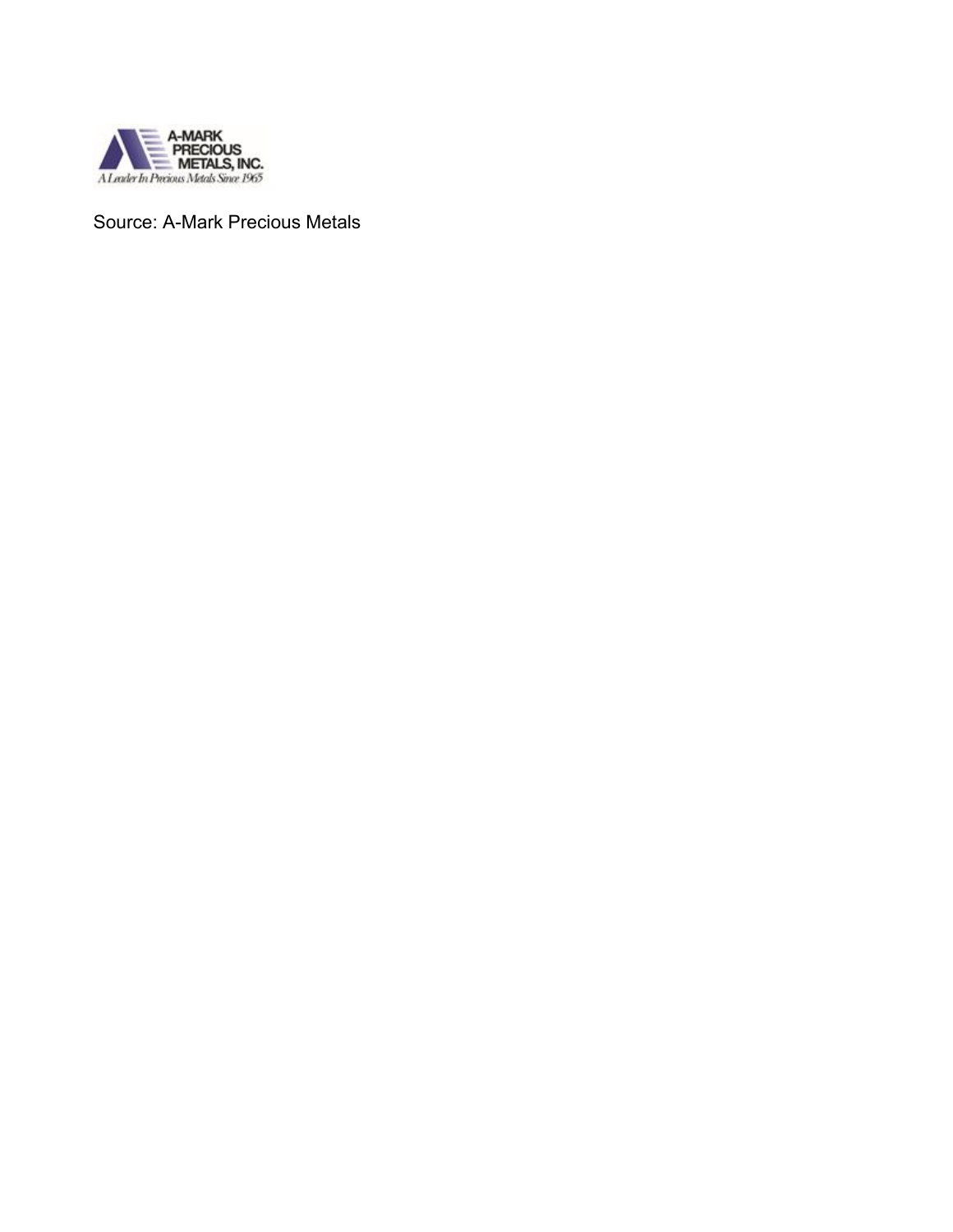Source: A-Mark Precious Metals